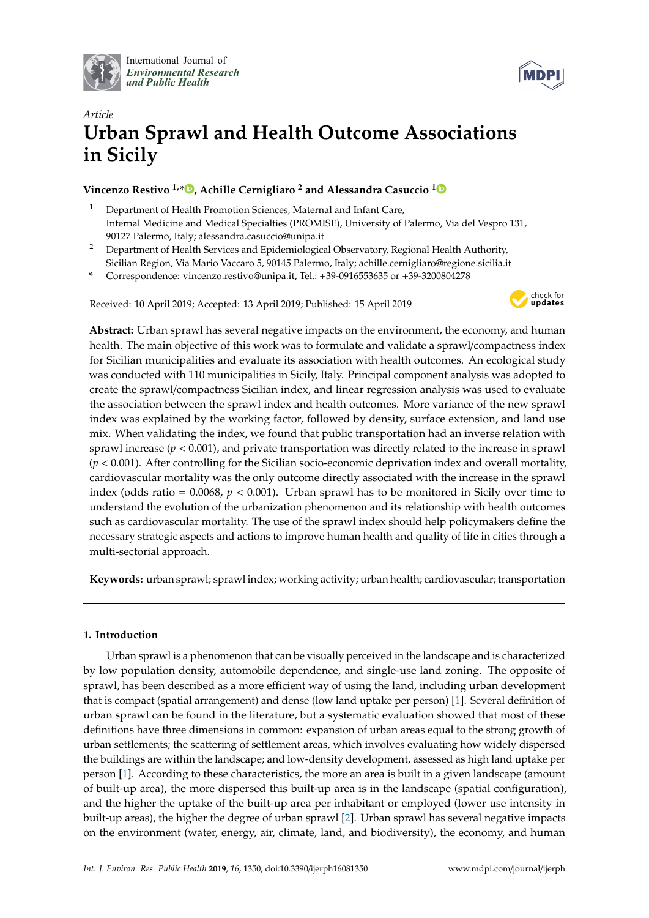Article

# Urban Sprawl and Health Outcome Associations in Sicily

**Vincenzo Restivo [1,*], Achille Cernigliaro [2] and Alessandra Casuccio [1]**

[1] Department of Health Promotion Sciences, Maternal and Infant Care, Internal Medicine and Medical Specialties (PROMISE), University of Palermo, Via del Vespro 131, 90127 Palermo, Italy; alessandra.casuccio@unipa.it

[2] Department of Health Services and Epidemiological Observatory, Regional Health Authority, Sicilian Region, Via Mario Vaccaro 5, 90145 Palermo, Italy; achille.cernigliaro@regione.sicilia.it

\* Correspondence: vincenzo.restivo@unipa.it, Tel.: +39-0916553635 or +39-3200804278

Received: 10 April 2019; Accepted: 13 April 2019; Published: 15 April 2019

**Abstract:** Urban sprawl has several negative impacts on the environment, the economy, and human health. The main objective of this work was to formulate and validate a sprawl/compactness index for Sicilian municipalities and evaluate its association with health outcomes. An ecological study was conducted with 110 municipalities in Sicily, Italy. Principal component analysis was adopted to create the sprawl/compactness Sicilian index, and linear regression analysis was used to evaluate the association between the sprawl index and health outcomes. More variance of the new sprawl index was explained by the working factor, followed by density, surface extension, and land use mix. When validating the index, we found that public transportation had an inverse relation with sprawl increase ($p < 0.001$), and private transportation was directly related to the increase in sprawl ($p < 0.001$). After controlling for the Sicilian socio-economic deprivation index and overall mortality, cardiovascular mortality was the only outcome directly associated with the increase in the sprawl index (odds ratio = 0.0068, $p < 0.001$). Urban sprawl has to be monitored in Sicily over time to understand the evolution of the urbanization phenomenon and its relationship with health outcomes such as cardiovascular mortality. The use of the sprawl index should help policymakers define the necessary strategic aspects and actions to improve human health and quality of life in cities through a multi-sectorial approach.

**Keywords:** urban sprawl; sprawl index; working activity; urban health; cardiovascular; transportation

## 1. Introduction

Urban sprawl is a phenomenon that can be visually perceived in the landscape and is characterized by low population density, automobile dependence, and single-use land zoning. The opposite of sprawl, has been described as a more efficient way of using the land, including urban development that is compact (spatial arrangement) and dense (low land uptake per person) [1]. Several definition of urban sprawl can be found in the literature, but a systematic evaluation showed that most of these definitions have three dimensions in common: expansion of urban areas equal to the strong growth of urban settlements; the scattering of settlement areas, which involves evaluating how widely dispersed the buildings are within the landscape; and low-density development, assessed as high land uptake per person [1]. According to these characteristics, the more an area is built in a given landscape (amount of built-up area), the more dispersed this built-up area is in the landscape (spatial configuration), and the higher the uptake of the built-up area per inhabitant or employed (lower use intensity in built-up areas), the higher the degree of urban sprawl [2]. Urban sprawl has several negative impacts on the environment (water, energy, air, climate, land, and biodiversity), the economy, and human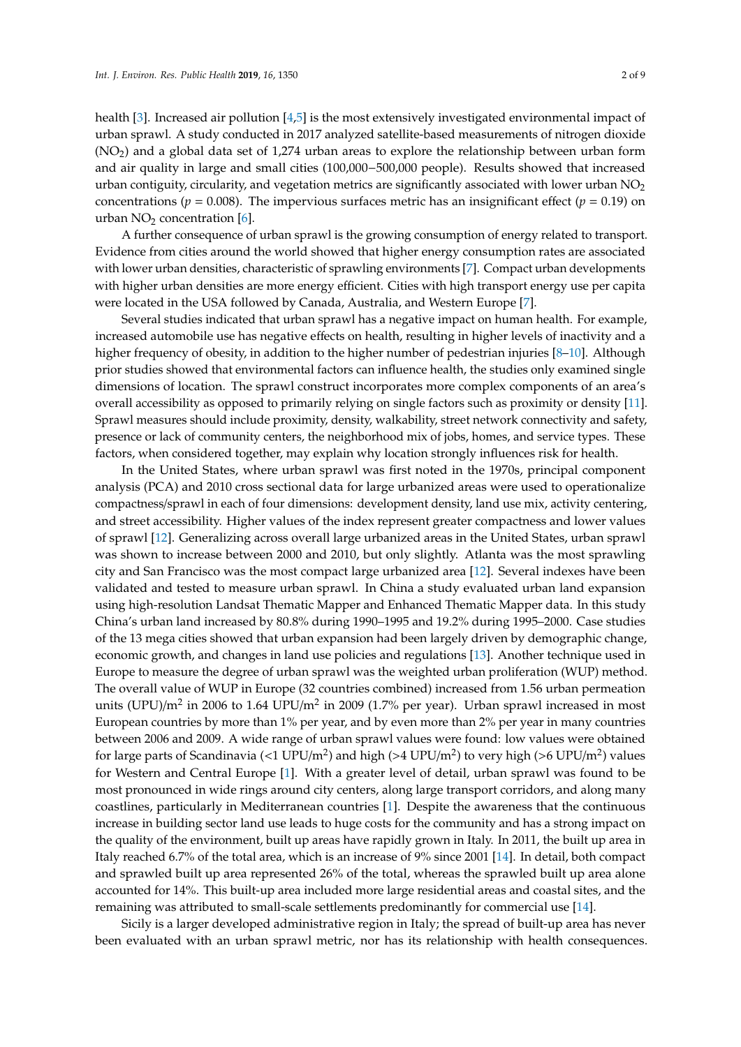health [3]. Increased air pollution [4,5] is the most extensively investigated environmental impact of urban sprawl. A study conducted in 2017 analyzed satellite-based measurements of nitrogen dioxide ($NO_2$) and a global data set of 1,274 urban areas to explore the relationship between urban form and air quality in large and small cities (100,000−500,000 people). Results showed that increased urban contiguity, circularity, and vegetation metrics are significantly associated with lower urban $NO_2$ concentrations ($p = 0.008$). The impervious surfaces metric has an insignificant effect ($p = 0.19$) on urban $NO_2$ concentration [6].

A further consequence of urban sprawl is the growing consumption of energy related to transport. Evidence from cities around the world showed that higher energy consumption rates are associated with lower urban densities, characteristic of sprawling environments [7]. Compact urban developments with higher urban densities are more energy efficient. Cities with high transport energy use per capita were located in the USA followed by Canada, Australia, and Western Europe [7].

Several studies indicated that urban sprawl has a negative impact on human health. For example, increased automobile use has negative effects on health, resulting in higher levels of inactivity and a higher frequency of obesity, in addition to the higher number of pedestrian injuries [8–10]. Although prior studies showed that environmental factors can influence health, the studies only examined single dimensions of location. The sprawl construct incorporates more complex components of an area's overall accessibility as opposed to primarily relying on single factors such as proximity or density [11]. Sprawl measures should include proximity, density, walkability, street network connectivity and safety, presence or lack of community centers, the neighborhood mix of jobs, homes, and service types. These factors, when considered together, may explain why location strongly influences risk for health.

In the United States, where urban sprawl was first noted in the 1970s, principal component analysis (PCA) and 2010 cross sectional data for large urbanized areas were used to operationalize compactness/sprawl in each of four dimensions: development density, land use mix, activity centering, and street accessibility. Higher values of the index represent greater compactness and lower values of sprawl [12]. Generalizing across overall large urbanized areas in the United States, urban sprawl was shown to increase between 2000 and 2010, but only slightly. Atlanta was the most sprawling city and San Francisco was the most compact large urbanized area [12]. Several indexes have been validated and tested to measure urban sprawl. In China a study evaluated urban land expansion using high-resolution Landsat Thematic Mapper and Enhanced Thematic Mapper data. In this study China's urban land increased by 80.8% during 1990–1995 and 19.2% during 1995–2000. Case studies of the 13 mega cities showed that urban expansion had been largely driven by demographic change, economic growth, and changes in land use policies and regulations [13]. Another technique used in Europe to measure the degree of urban sprawl was the weighted urban proliferation (WUP) method. The overall value of WUP in Europe (32 countries combined) increased from 1.56 urban permeation units (UPU)/$m^2$ in 2006 to 1.64 UPU/$m^2$ in 2009 (1.7% per year). Urban sprawl increased in most European countries by more than 1% per year, and by even more than 2% per year in many countries between 2006 and 2009. A wide range of urban sprawl values were found: low values were obtained for large parts of Scandinavia (<1 UPU/$m^2$) and high (>4 UPU/$m^2$) to very high (>6 UPU/$m^2$) values for Western and Central Europe [1]. With a greater level of detail, urban sprawl was found to be most pronounced in wide rings around city centers, along large transport corridors, and along many coastlines, particularly in Mediterranean countries [1]. Despite the awareness that the continuous increase in building sector land use leads to huge costs for the community and has a strong impact on the quality of the environment, built up areas have rapidly grown in Italy. In 2011, the built up area in Italy reached 6.7% of the total area, which is an increase of 9% since 2001 [14]. In detail, both compact and sprawled built up area represented 26% of the total, whereas the sprawled built up area alone accounted for 14%. This built-up area included more large residential areas and coastal sites, and the remaining was attributed to small-scale settlements predominantly for commercial use [14].

Sicily is a larger developed administrative region in Italy; the spread of built-up area has never been evaluated with an urban sprawl metric, nor has its relationship with health consequences.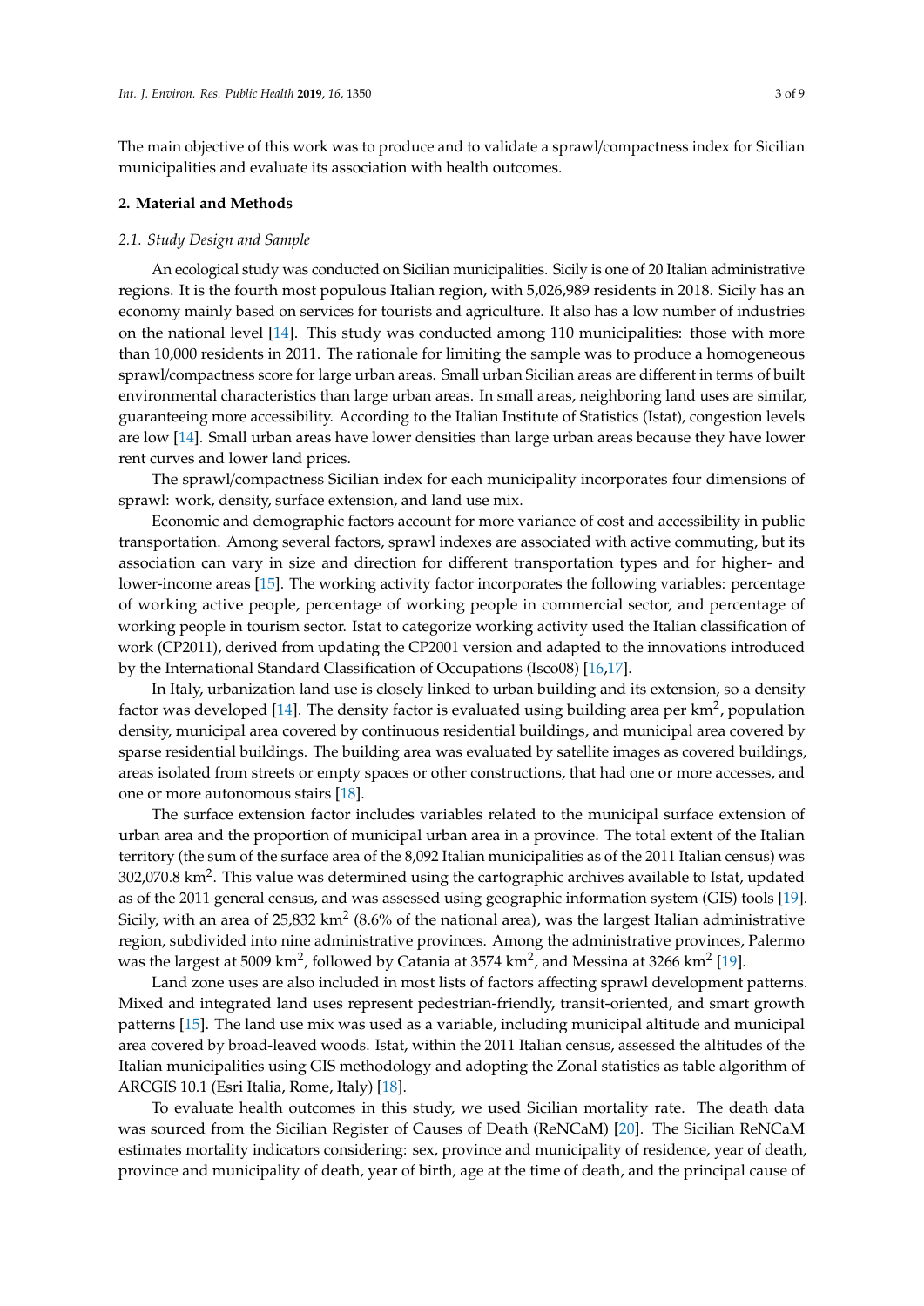The main objective of this work was to produce and to validate a sprawl/compactness index for Sicilian municipalities and evaluate its association with health outcomes.

## 2. Material and Methods

### 2.1. Study Design and Sample

An ecological study was conducted on Sicilian municipalities. Sicily is one of 20 Italian administrative regions. It is the fourth most populous Italian region, with 5,026,989 residents in 2018. Sicily has an economy mainly based on services for tourists and agriculture. It also has a low number of industries on the national level [14]. This study was conducted among 110 municipalities: those with more than 10,000 residents in 2011. The rationale for limiting the sample was to produce a homogeneous sprawl/compactness score for large urban areas. Small urban Sicilian areas are different in terms of built environmental characteristics than large urban areas. In small areas, neighboring land uses are similar, guaranteeing more accessibility. According to the Italian Institute of Statistics (Istat), congestion levels are low [14]. Small urban areas have lower densities than large urban areas because they have lower rent curves and lower land prices.

The sprawl/compactness Sicilian index for each municipality incorporates four dimensions of sprawl: work, density, surface extension, and land use mix.

Economic and demographic factors account for more variance of cost and accessibility in public transportation. Among several factors, sprawl indexes are associated with active commuting, but its association can vary in size and direction for different transportation types and for higher- and lower-income areas [15]. The working activity factor incorporates the following variables: percentage of working active people, percentage of working people in commercial sector, and percentage of working people in tourism sector. Istat to categorize working activity used the Italian classification of work (CP2011), derived from updating the CP2001 version and adapted to the innovations introduced by the International Standard Classification of Occupations (Isco08) [16,17].

In Italy, urbanization land use is closely linked to urban building and its extension, so a density factor was developed [14]. The density factor is evaluated using building area per km$^2$, population density, municipal area covered by continuous residential buildings, and municipal area covered by sparse residential buildings. The building area was evaluated by satellite images as covered buildings, areas isolated from streets or empty spaces or other constructions, that had one or more accesses, and one or more autonomous stairs [18].

The surface extension factor includes variables related to the municipal surface extension of urban area and the proportion of municipal urban area in a province. The total extent of the Italian territory (the sum of the surface area of the 8,092 Italian municipalities as of the 2011 Italian census) was 302,070.8 km$^2$. This value was determined using the cartographic archives available to Istat, updated as of the 2011 general census, and was assessed using geographic information system (GIS) tools [19]. Sicily, with an area of 25,832 km$^2$ (8.6% of the national area), was the largest Italian administrative region, subdivided into nine administrative provinces. Among the administrative provinces, Palermo was the largest at 5009 km$^2$, followed by Catania at 3574 km$^2$, and Messina at 3266 km$^2$ [19].

Land zone uses are also included in most lists of factors affecting sprawl development patterns. Mixed and integrated land uses represent pedestrian-friendly, transit-oriented, and smart growth patterns [15]. The land use mix was used as a variable, including municipal altitude and municipal area covered by broad-leaved woods. Istat, within the 2011 Italian census, assessed the altitudes of the Italian municipalities using GIS methodology and adopting the Zonal statistics as table algorithm of ARCGIS 10.1 (Esri Italia, Rome, Italy) [18].

To evaluate health outcomes in this study, we used Sicilian mortality rate. The death data was sourced from the Sicilian Register of Causes of Death (ReNCaM) [20]. The Sicilian ReNCaM estimates mortality indicators considering: sex, province and municipality of residence, year of death, province and municipality of death, year of birth, age at the time of death, and the principal cause of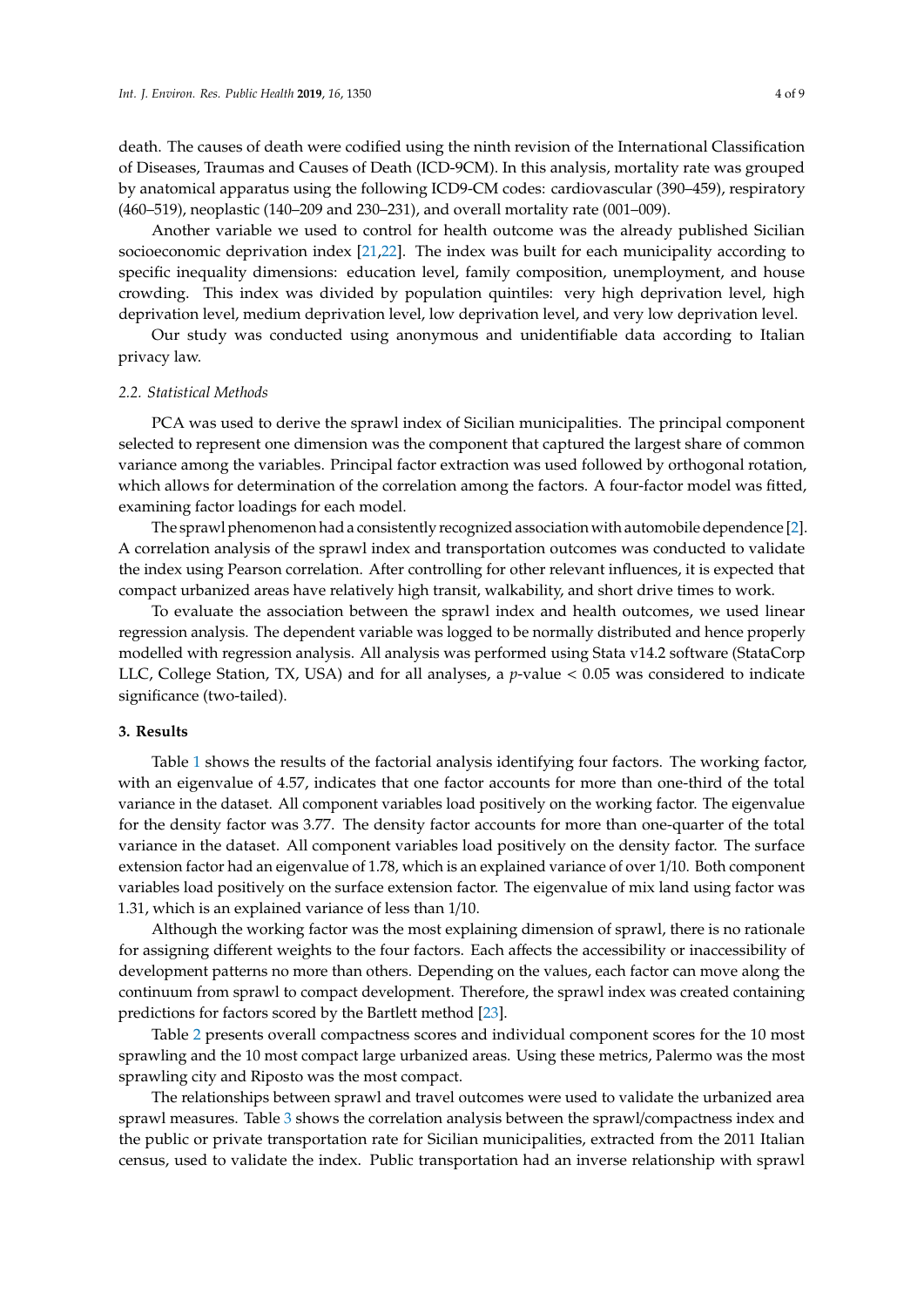death. The causes of death were codified using the ninth revision of the International Classification of Diseases, Traumas and Causes of Death (ICD-9CM). In this analysis, mortality rate was grouped by anatomical apparatus using the following ICD9-CM codes: cardiovascular (390–459), respiratory (460–519), neoplastic (140–209 and 230–231), and overall mortality rate (001–009).

Another variable we used to control for health outcome was the already published Sicilian socioeconomic deprivation index [21,22]. The index was built for each municipality according to specific inequality dimensions: education level, family composition, unemployment, and house crowding. This index was divided by population quintiles: very high deprivation level, high deprivation level, medium deprivation level, low deprivation level, and very low deprivation level.

Our study was conducted using anonymous and unidentifiable data according to Italian privacy law.

### *2.2. Statistical Methods*

PCA was used to derive the sprawl index of Sicilian municipalities. The principal component selected to represent one dimension was the component that captured the largest share of common variance among the variables. Principal factor extraction was used followed by orthogonal rotation, which allows for determination of the correlation among the factors. A four-factor model was fitted, examining factor loadings for each model.

The sprawl phenomenon had a consistently recognized association with automobile dependence [2]. A correlation analysis of the sprawl index and transportation outcomes was conducted to validate the index using Pearson correlation. After controlling for other relevant influences, it is expected that compact urbanized areas have relatively high transit, walkability, and short drive times to work.

To evaluate the association between the sprawl index and health outcomes, we used linear regression analysis. The dependent variable was logged to be normally distributed and hence properly modelled with regression analysis. All analysis was performed using Stata v14.2 software (StataCorp LLC, College Station, TX, USA) and for all analyses, a $p$-value $< 0.05$ was considered to indicate significance (two-tailed).

## **3. Results**

Table 1 shows the results of the factorial analysis identifying four factors. The working factor, with an eigenvalue of 4.57, indicates that one factor accounts for more than one-third of the total variance in the dataset. All component variables load positively on the working factor. The eigenvalue for the density factor was 3.77. The density factor accounts for more than one-quarter of the total variance in the dataset. All component variables load positively on the density factor. The surface extension factor had an eigenvalue of 1.78, which is an explained variance of over 1/10. Both component variables load positively on the surface extension factor. The eigenvalue of mix land using factor was 1.31, which is an explained variance of less than 1/10.

Although the working factor was the most explaining dimension of sprawl, there is no rationale for assigning different weights to the four factors. Each affects the accessibility or inaccessibility of development patterns no more than others. Depending on the values, each factor can move along the continuum from sprawl to compact development. Therefore, the sprawl index was created containing predictions for factors scored by the Bartlett method [23].

Table 2 presents overall compactness scores and individual component scores for the 10 most sprawling and the 10 most compact large urbanized areas. Using these metrics, Palermo was the most sprawling city and Riposto was the most compact.

The relationships between sprawl and travel outcomes were used to validate the urbanized area sprawl measures. Table 3 shows the correlation analysis between the sprawl/compactness index and the public or private transportation rate for Sicilian municipalities, extracted from the 2011 Italian census, used to validate the index. Public transportation had an inverse relationship with sprawl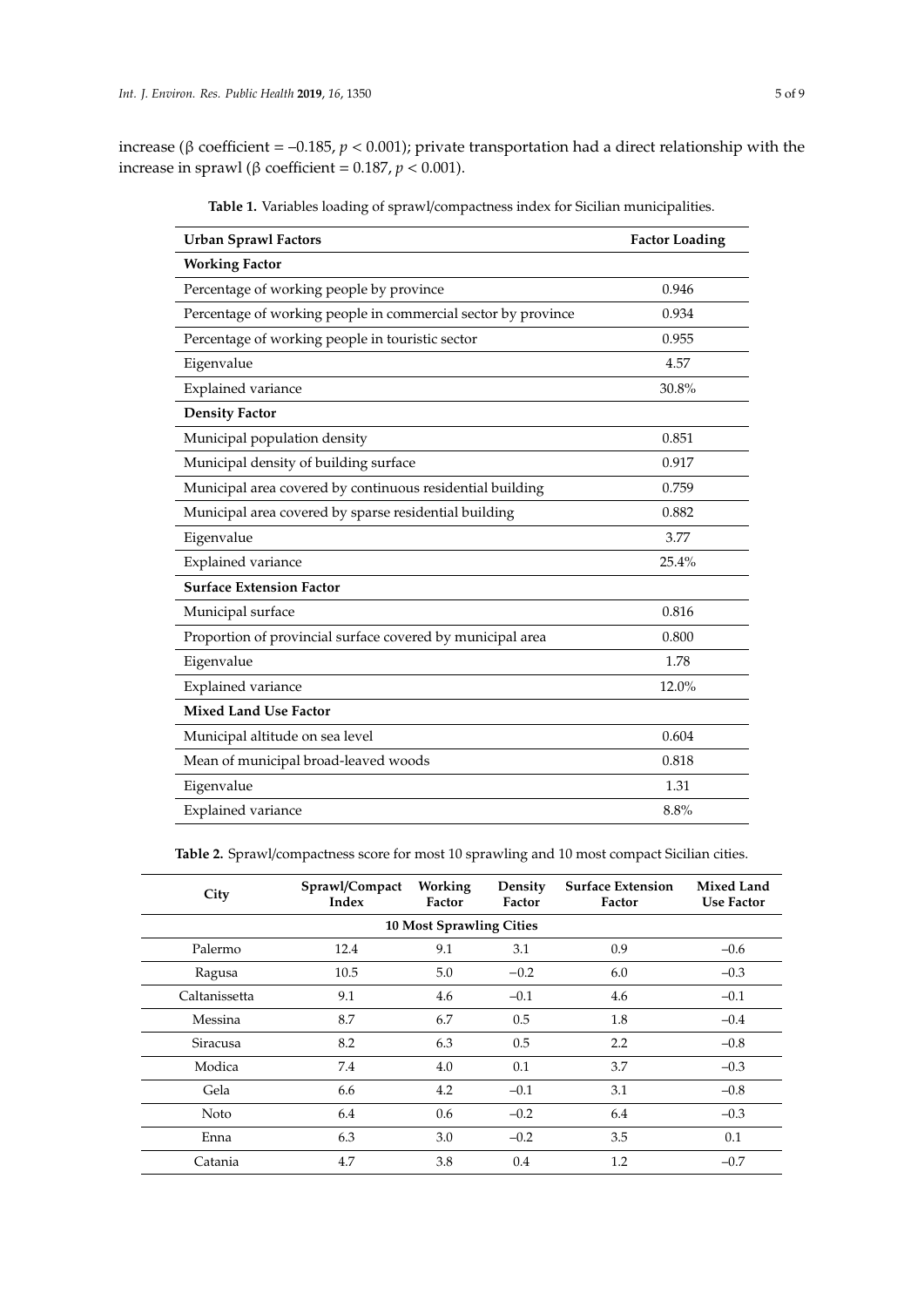increase (β coefficient = –0.185, $p < 0.001$); private transportation had a direct relationship with the increase in sprawl (β coefficient = 0.187, $p < 0.001$).

**Table 1.** Variables loading of sprawl/compactness index for Sicilian municipalities.

| Urban Sprawl Factors | Factor Loading |
|---|---|
| **Working Factor** | |
| Percentage of working people by province | 0.946 |
| Percentage of working people in commercial sector by province | 0.934 |
| Percentage of working people in touristic sector | 0.955 |
| Eigenvalue | 4.57 |
| Explained variance | 30.8% |
| **Density Factor** | |
| Municipal population density | 0.851 |
| Municipal density of building surface | 0.917 |
| Municipal area covered by continuous residential building | 0.759 |
| Municipal area covered by sparse residential building | 0.882 |
| Eigenvalue | 3.77 |
| Explained variance | 25.4% |
| **Surface Extension Factor** | |
| Municipal surface | 0.816 |
| Proportion of provincial surface covered by municipal area | 0.800 |
| Eigenvalue | 1.78 |
| Explained variance | 12.0% |
| **Mixed Land Use Factor** | |
| Municipal altitude on sea level | 0.604 |
| Mean of municipal broad-leaved woods | 0.818 |
| Eigenvalue | 1.31 |
| Explained variance | 8.8% |

**Table 2.** Sprawl/compactness score for most 10 sprawling and 10 most compact Sicilian cities.

| City | Sprawl/Compact Index | Working Factor | Density Factor | Surface Extension Factor | Mixed Land Use Factor |
|---|---|---|---|---|---|
| **10 Most Sprawling Cities** | | | | | |
| Palermo | 12.4 | 9.1 | 3.1 | 0.9 | –0.6 |
| Ragusa | 10.5 | 5.0 | –0.2 | 6.0 | –0.3 |
| Caltanissetta | 9.1 | 4.6 | –0.1 | 4.6 | –0.1 |
| Messina | 8.7 | 6.7 | 0.5 | 1.8 | –0.4 |
| Siracusa | 8.2 | 6.3 | 0.5 | 2.2 | –0.8 |
| Modica | 7.4 | 4.0 | 0.1 | 3.7 | –0.3 |
| Gela | 6.6 | 4.2 | –0.1 | 3.1 | –0.8 |
| Noto | 6.4 | 0.6 | –0.2 | 6.4 | –0.3 |
| Enna | 6.3 | 3.0 | –0.2 | 3.5 | 0.1 |
| Catania | 4.7 | 3.8 | 0.4 | 1.2 | –0.7 |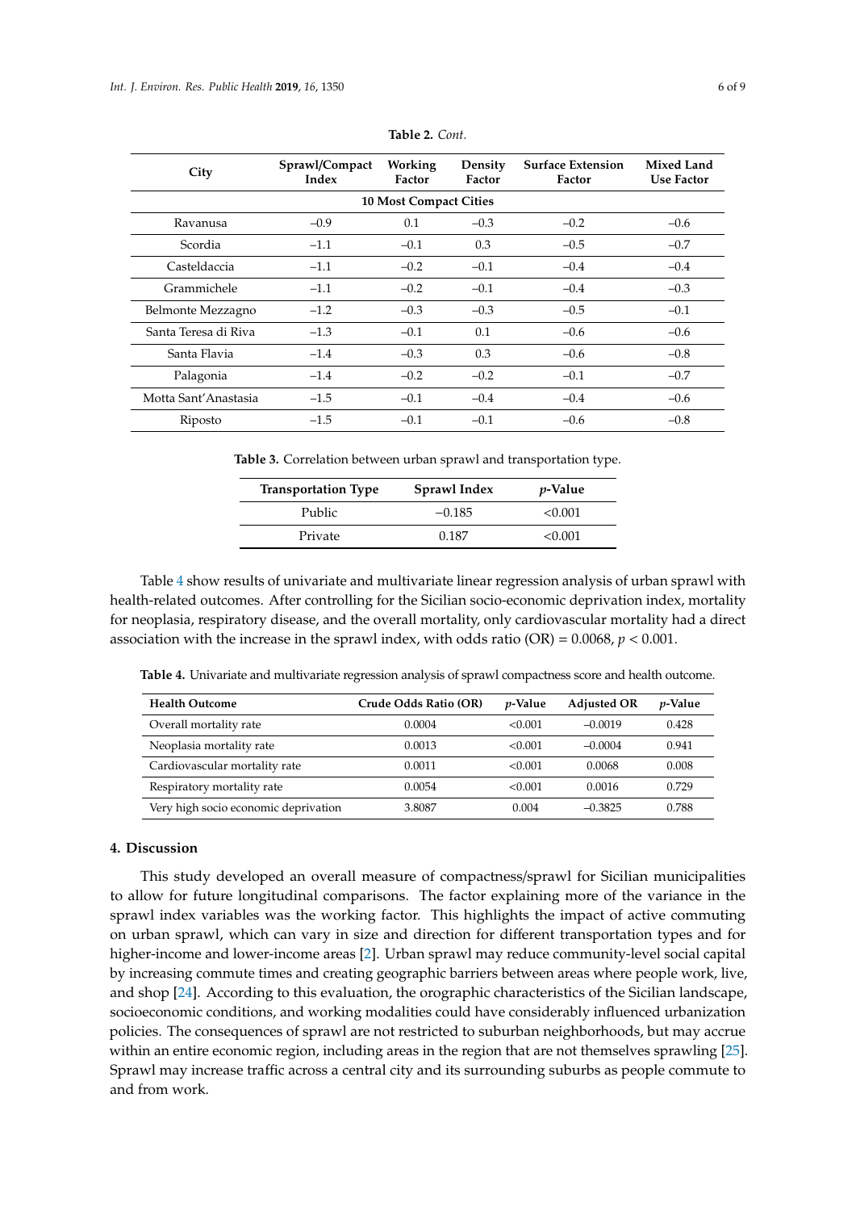**Table 2.** *Cont.*

| City | Sprawl/Compact Index | Working Factor | Density Factor | Surface Extension Factor | Mixed Land Use Factor |
|---|---|---|---|---|---|
| **10 Most Compact Cities** | | | | | |
| Ravanusa | −0.9 | 0.1 | −0.3 | −0.2 | −0.6 |
| Scordia | −1.1 | −0.1 | 0.3 | −0.5 | −0.7 |
| Casteldaccia | −1.1 | −0.2 | −0.1 | −0.4 | −0.4 |
| Grammichele | −1.1 | −0.2 | −0.1 | −0.4 | −0.3 |
| Belmonte Mezzagno | −1.2 | −0.3 | −0.3 | −0.5 | −0.1 |
| Santa Teresa di Riva | −1.3 | −0.1 | 0.1 | −0.6 | −0.6 |
| Santa Flavia | −1.4 | −0.3 | 0.3 | −0.6 | −0.8 |
| Palagonia | −1.4 | −0.2 | −0.2 | −0.1 | −0.7 |
| Motta Sant'Anastasia | −1.5 | −0.1 | −0.4 | −0.4 | −0.6 |
| Riposto | −1.5 | −0.1 | −0.1 | −0.6 | −0.8 |

**Table 3.** Correlation between urban sprawl and transportation type.

| Transportation Type | Sprawl Index | *p*-Value |
|---|---|---|
| Public | −0.185 | <0.001 |
| Private | 0.187 | <0.001 |

Table 4 show results of univariate and multivariate linear regression analysis of urban sprawl with health-related outcomes. After controlling for the Sicilian socio-economic deprivation index, mortality for neoplasia, respiratory disease, and the overall mortality, only cardiovascular mortality had a direct association with the increase in the sprawl index, with odds ratio (OR) = 0.0068, $p < 0.001$.

**Table 4.** Univariate and multivariate regression analysis of sprawl compactness score and health outcome.

| Health Outcome | Crude Odds Ratio (OR) | *p*-Value | Adjusted OR | *p*-Value |
|---|---|---|---|---|
| Overall mortality rate | 0.0004 | <0.001 | −0.0019 | 0.428 |
| Neoplasia mortality rate | 0.0013 | <0.001 | −0.0004 | 0.941 |
| Cardiovascular mortality rate | 0.0011 | <0.001 | 0.0068 | 0.008 |
| Respiratory mortality rate | 0.0054 | <0.001 | 0.0016 | 0.729 |
| Very high socio economic deprivation | 3.8087 | 0.004 | −0.3825 | 0.788 |

## 4. Discussion

This study developed an overall measure of compactness/sprawl for Sicilian municipalities to allow for future longitudinal comparisons. The factor explaining more of the variance in the sprawl index variables was the working factor. This highlights the impact of active commuting on urban sprawl, which can vary in size and direction for different transportation types and for higher-income and lower-income areas [2]. Urban sprawl may reduce community-level social capital by increasing commute times and creating geographic barriers between areas where people work, live, and shop [24]. According to this evaluation, the orographic characteristics of the Sicilian landscape, socioeconomic conditions, and working modalities could have considerably influenced urbanization policies. The consequences of sprawl are not restricted to suburban neighborhoods, but may accrue within an entire economic region, including areas in the region that are not themselves sprawling [25]. Sprawl may increase traffic across a central city and its surrounding suburbs as people commute to and from work.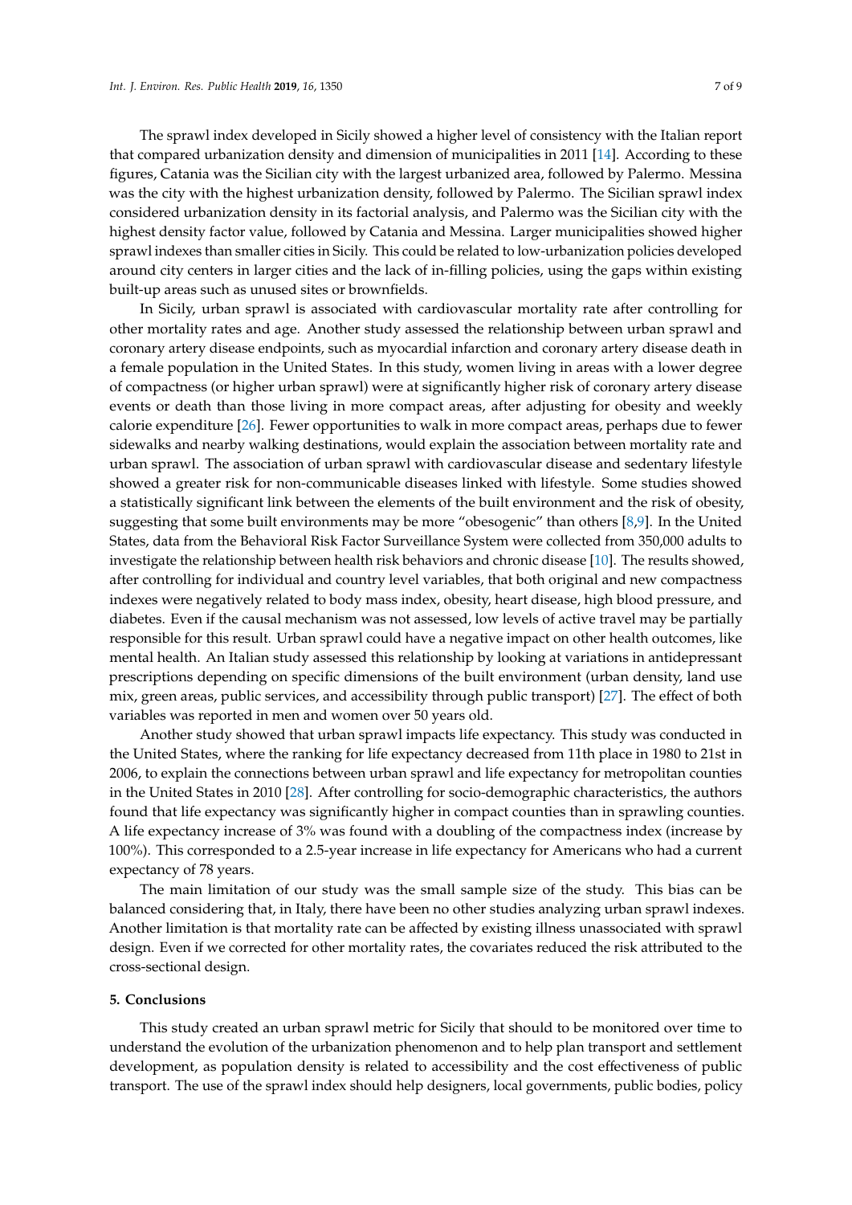The sprawl index developed in Sicily showed a higher level of consistency with the Italian report that compared urbanization density and dimension of municipalities in 2011 [14]. According to these figures, Catania was the Sicilian city with the largest urbanized area, followed by Palermo. Messina was the city with the highest urbanization density, followed by Palermo. The Sicilian sprawl index considered urbanization density in its factorial analysis, and Palermo was the Sicilian city with the highest density factor value, followed by Catania and Messina. Larger municipalities showed higher sprawl indexes than smaller cities in Sicily. This could be related to low-urbanization policies developed around city centers in larger cities and the lack of in-filling policies, using the gaps within existing built-up areas such as unused sites or brownfields.

In Sicily, urban sprawl is associated with cardiovascular mortality rate after controlling for other mortality rates and age. Another study assessed the relationship between urban sprawl and coronary artery disease endpoints, such as myocardial infarction and coronary artery disease death in a female population in the United States. In this study, women living in areas with a lower degree of compactness (or higher urban sprawl) were at significantly higher risk of coronary artery disease events or death than those living in more compact areas, after adjusting for obesity and weekly calorie expenditure [26]. Fewer opportunities to walk in more compact areas, perhaps due to fewer sidewalks and nearby walking destinations, would explain the association between mortality rate and urban sprawl. The association of urban sprawl with cardiovascular disease and sedentary lifestyle showed a greater risk for non-communicable diseases linked with lifestyle. Some studies showed a statistically significant link between the elements of the built environment and the risk of obesity, suggesting that some built environments may be more "obesogenic" than others [8,9]. In the United States, data from the Behavioral Risk Factor Surveillance System were collected from 350,000 adults to investigate the relationship between health risk behaviors and chronic disease [10]. The results showed, after controlling for individual and country level variables, that both original and new compactness indexes were negatively related to body mass index, obesity, heart disease, high blood pressure, and diabetes. Even if the causal mechanism was not assessed, low levels of active travel may be partially responsible for this result. Urban sprawl could have a negative impact on other health outcomes, like mental health. An Italian study assessed this relationship by looking at variations in antidepressant prescriptions depending on specific dimensions of the built environment (urban density, land use mix, green areas, public services, and accessibility through public transport) [27]. The effect of both variables was reported in men and women over 50 years old.

Another study showed that urban sprawl impacts life expectancy. This study was conducted in the United States, where the ranking for life expectancy decreased from 11th place in 1980 to 21st in 2006, to explain the connections between urban sprawl and life expectancy for metropolitan counties in the United States in 2010 [28]. After controlling for socio-demographic characteristics, the authors found that life expectancy was significantly higher in compact counties than in sprawling counties. A life expectancy increase of 3% was found with a doubling of the compactness index (increase by 100%). This corresponded to a 2.5-year increase in life expectancy for Americans who had a current expectancy of 78 years.

The main limitation of our study was the small sample size of the study. This bias can be balanced considering that, in Italy, there have been no other studies analyzing urban sprawl indexes. Another limitation is that mortality rate can be affected by existing illness unassociated with sprawl design. Even if we corrected for other mortality rates, the covariates reduced the risk attributed to the cross-sectional design.

## 5. Conclusions

This study created an urban sprawl metric for Sicily that should to be monitored over time to understand the evolution of the urbanization phenomenon and to help plan transport and settlement development, as population density is related to accessibility and the cost effectiveness of public transport. The use of the sprawl index should help designers, local governments, public bodies, policy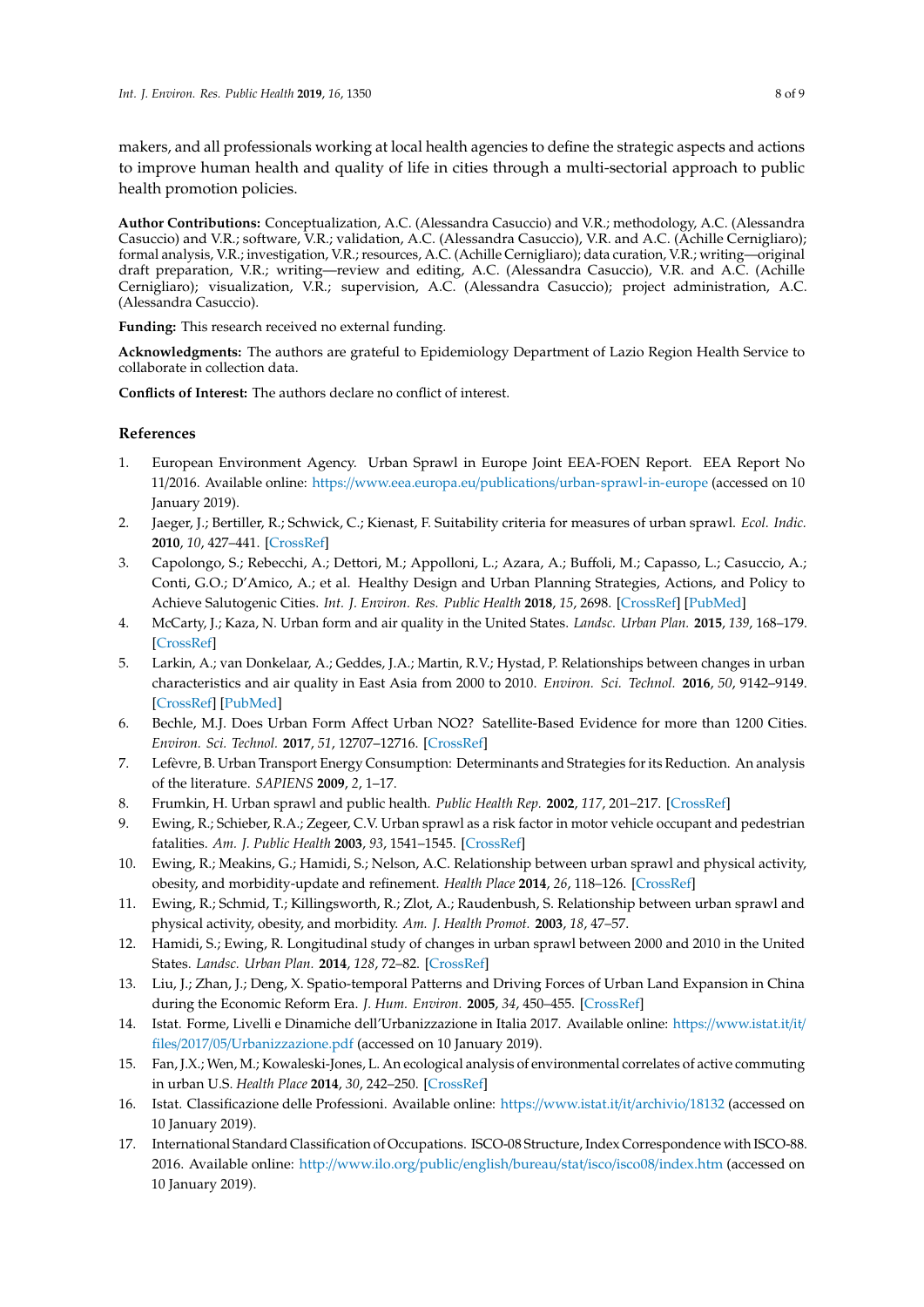makers, and all professionals working at local health agencies to define the strategic aspects and actions to improve human health and quality of life in cities through a multi-sectorial approach to public health promotion policies.

**Author Contributions:** Conceptualization, A.C. (Alessandra Casuccio) and V.R.; methodology, A.C. (Alessandra Casuccio) and V.R.; software, V.R.; validation, A.C. (Alessandra Casuccio), V.R. and A.C. (Achille Cernigliaro); formal analysis, V.R.; investigation, V.R.; resources, A.C. (Achille Cernigliaro); data curation, V.R.; writing—original draft preparation, V.R.; writing—review and editing, A.C. (Alessandra Casuccio), V.R. and A.C. (Achille Cernigliaro); visualization, V.R.; supervision, A.C. (Alessandra Casuccio); project administration, A.C. (Alessandra Casuccio).

**Funding:** This research received no external funding.

**Acknowledgments:** The authors are grateful to Epidemiology Department of Lazio Region Health Service to collaborate in collection data.

**Conflicts of Interest:** The authors declare no conflict of interest.

## References

1. European Environment Agency. Urban Sprawl in Europe Joint EEA-FOEN Report. EEA Report No 11/2016. Available online: https://www.eea.europa.eu/publications/urban-sprawl-in-europe (accessed on 10 January 2019).
2. Jaeger, J.; Bertiller, R.; Schwick, C.; Kienast, F. Suitability criteria for measures of urban sprawl. *Ecol. Indic.* **2010**, *10*, 427–441. [CrossRef]
3. Capolongo, S.; Rebecchi, A.; Dettori, M.; Appolloni, L.; Azara, A.; Buffoli, M.; Capasso, L.; Casuccio, A.; Conti, G.O.; D'Amico, A.; et al. Healthy Design and Urban Planning Strategies, Actions, and Policy to Achieve Salutogenic Cities. *Int. J. Environ. Res. Public Health* **2018**, *15*, 2698. [CrossRef] [PubMed]
4. McCarty, J.; Kaza, N. Urban form and air quality in the United States. *Landsc. Urban Plan.* **2015**, *139*, 168–179. [CrossRef]
5. Larkin, A.; van Donkelaar, A.; Geddes, J.A.; Martin, R.V.; Hystad, P. Relationships between changes in urban characteristics and air quality in East Asia from 2000 to 2010. *Environ. Sci. Technol.* **2016**, *50*, 9142–9149. [CrossRef] [PubMed]
6. Bechle, M.J. Does Urban Form Affect Urban NO2? Satellite-Based Evidence for more than 1200 Cities. *Environ. Sci. Technol.* **2017**, *51*, 12707–12716. [CrossRef]
7. Lefèvre, B. Urban Transport Energy Consumption: Determinants and Strategies for its Reduction. An analysis of the literature. *SAPIENS* **2009**, *2*, 1–17.
8. Frumkin, H. Urban sprawl and public health. *Public Health Rep.* **2002**, *117*, 201–217. [CrossRef]
9. Ewing, R.; Schieber, R.A.; Zegeer, C.V. Urban sprawl as a risk factor in motor vehicle occupant and pedestrian fatalities. *Am. J. Public Health* **2003**, *93*, 1541–1545. [CrossRef]
10. Ewing, R.; Meakins, G.; Hamidi, S.; Nelson, A.C. Relationship between urban sprawl and physical activity, obesity, and morbidity-update and refinement. *Health Place* **2014**, *26*, 118–126. [CrossRef]
11. Ewing, R.; Schmid, T.; Killingsworth, R.; Zlot, A.; Raudenbush, S. Relationship between urban sprawl and physical activity, obesity, and morbidity. *Am. J. Health Promot.* **2003**, *18*, 47–57.
12. Hamidi, S.; Ewing, R. Longitudinal study of changes in urban sprawl between 2000 and 2010 in the United States. *Landsc. Urban Plan.* **2014**, *128*, 72–82. [CrossRef]
13. Liu, J.; Zhan, J.; Deng, X. Spatio-temporal Patterns and Driving Forces of Urban Land Expansion in China during the Economic Reform Era. *J. Hum. Environ.* **2005**, *34*, 450–455. [CrossRef]
14. Istat. Forme, Livelli e Dinamiche dell'Urbanizzazione in Italia 2017. Available online: https://www.istat.it/it/files/2017/05/Urbanizzazione.pdf (accessed on 10 January 2019).
15. Fan, J.X.; Wen, M.; Kowaleski-Jones, L. An ecological analysis of environmental correlates of active commuting in urban U.S. *Health Place* **2014**, *30*, 242–250. [CrossRef]
16. Istat. Classificazione delle Professioni. Available online: https://www.istat.it/it/archivio/18132 (accessed on 10 January 2019).
17. International Standard Classification of Occupations. ISCO-08 Structure, Index Correspondence with ISCO-88. 2016. Available online: http://www.ilo.org/public/english/bureau/stat/isco/isco08/index.htm (accessed on 10 January 2019).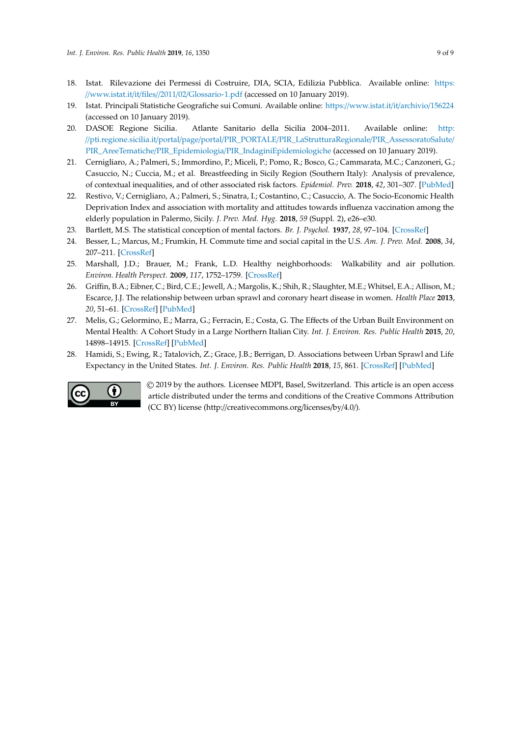18. Istat. Rilevazione dei Permessi di Costruire, DIA, SCIA, Edilizia Pubblica. Available online: https://www.istat.it/it/files//2011/02/Glossario-1.pdf (accessed on 10 January 2019).
19. Istat. Principali Statistiche Geografiche sui Comuni. Available online: https://www.istat.it/it/archivio/156224 (accessed on 10 January 2019).
20. DASOE Regione Sicilia. Atlante Sanitario della Sicilia 2004–2011. Available online: http://pti.regione.sicilia.it/portal/page/portal/PIR_PORTALE/PIR_LaStrutturaRegionale/PIR_AssessoratoSalute/PIR_AreeTematiche/PIR_Epidemiologia/PIR_IndaginiEpidemiologiche (accessed on 10 January 2019).
21. Cernigliaro, A.; Palmeri, S.; Immordino, P.; Miceli, P.; Pomo, R.; Bosco, G.; Cammarata, M.C.; Canzoneri, G.; Casuccio, N.; Cuccia, M.; et al. Breastfeeding in Sicily Region (Southern Italy): Analysis of prevalence, of contextual inequalities, and of other associated risk factors. *Epidemiol. Prev.* **2018**, *42*, 301–307. [PubMed]
22. Restivo, V.; Cernigliaro, A.; Palmeri, S.; Sinatra, I.; Costantino, C.; Casuccio, A. The Socio-Economic Health Deprivation Index and association with mortality and attitudes towards influenza vaccination among the elderly population in Palermo, Sicily. *J. Prev. Med. Hyg.* **2018**, *59* (Suppl. 2), e26–e30.
23. Bartlett, M.S. The statistical conception of mental factors. *Br. J. Psychol.* **1937**, *28*, 97–104. [CrossRef]
24. Besser, L.; Marcus, M.; Frumkin, H. Commute time and social capital in the U.S. *Am. J. Prev. Med.* **2008**, *34*, 207–211. [CrossRef]
25. Marshall, J.D.; Brauer, M.; Frank, L.D. Healthy neighborhoods: Walkability and air pollution. *Environ. Health Perspect.* **2009**, *117*, 1752–1759. [CrossRef]
26. Griffin, B.A.; Eibner, C.; Bird, C.E.; Jewell, A.; Margolis, K.; Shih, R.; Slaughter, M.E.; Whitsel, E.A.; Allison, M.; Escarce, J.J. The relationship between urban sprawl and coronary heart disease in women. *Health Place* **2013**, *20*, 51–61. [CrossRef] [PubMed]
27. Melis, G.; Gelormino, E.; Marra, G.; Ferracin, E.; Costa, G. The Effects of the Urban Built Environment on Mental Health: A Cohort Study in a Large Northern Italian City. *Int. J. Environ. Res. Public Health* **2015**, *20*, 14898–14915. [CrossRef] [PubMed]
28. Hamidi, S.; Ewing, R.; Tatalovich, Z.; Grace, J.B.; Berrigan, D. Associations between Urban Sprawl and Life Expectancy in the United States. *Int. J. Environ. Res. Public Health* **2018**, *15*, 861. [CrossRef] [PubMed]

© 2019 by the authors. Licensee MDPI, Basel, Switzerland. This article is an open access article distributed under the terms and conditions of the Creative Commons Attribution (CC BY) license (http://creativecommons.org/licenses/by/4.0/).